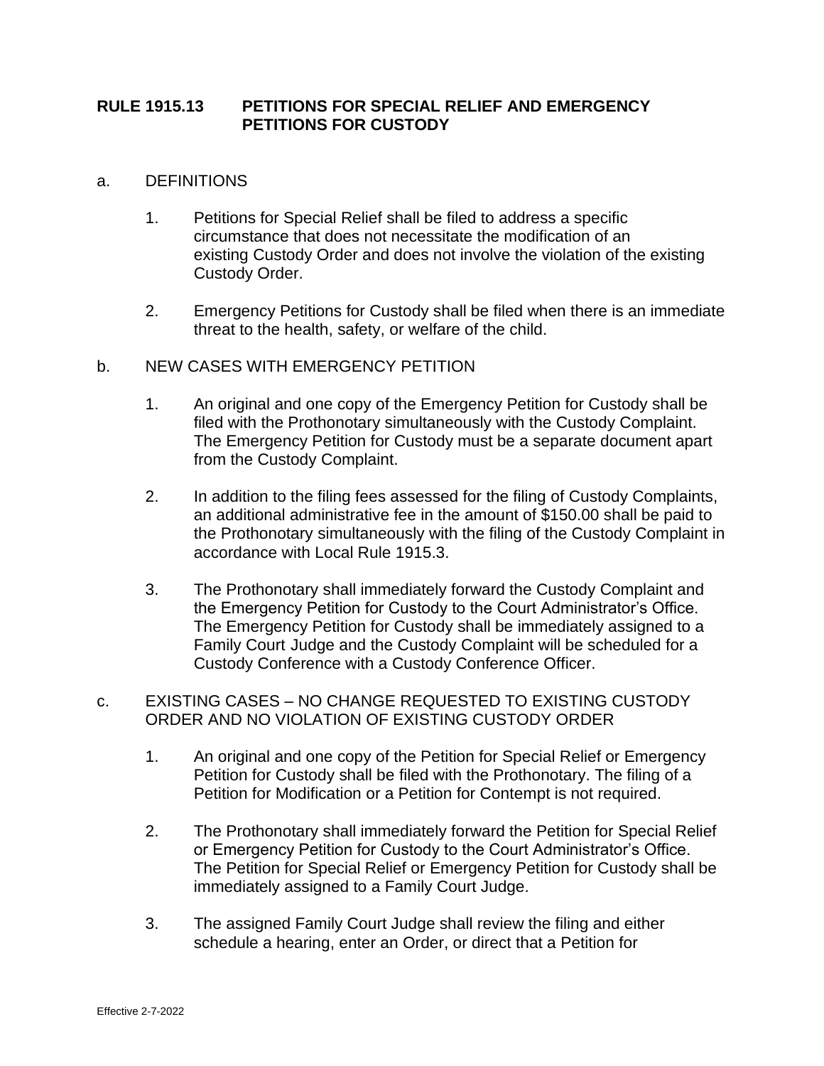## RULE 1915.13 PETITIONS FOR SPECIAL RELIEF AND EMERGENCY PETITIONS FOR CUSTODY

a. DEFINITIONS

1. Petitions for Special Relief shall be filed to address a specific circumstance that does not necessitate the modification of an existing Custody Order and does not involve the violation of the existing Custody Order.

2. Emergency Petitions for Custody shall be filed when there is an immediate threat to the health, safety, or welfare of the child.

b. NEW CASES WITH EMERGENCY PETITION

1. An original and one copy of the Emergency Petition for Custody shall be filed with the Prothonotary simultaneously with the Custody Complaint. The Emergency Petition for Custody must be a separate document apart from the Custody Complaint.

2. In addition to the filing fees assessed for the filing of Custody Complaints, an additional administrative fee in the amount of $150.00 shall be paid to the Prothonotary simultaneously with the filing of the Custody Complaint in accordance with Local Rule 1915.3.

3. The Prothonotary shall immediately forward the Custody Complaint and the Emergency Petition for Custody to the Court Administrator's Office. The Emergency Petition for Custody shall be immediately assigned to a Family Court Judge and the Custody Complaint will be scheduled for a Custody Conference with a Custody Conference Officer.

c. EXISTING CASES – NO CHANGE REQUESTED TO EXISTING CUSTODY ORDER AND NO VIOLATION OF EXISTING CUSTODY ORDER

1. An original and one copy of the Petition for Special Relief or Emergency Petition for Custody shall be filed with the Prothonotary. The filing of a Petition for Modification or a Petition for Contempt is not required.

2. The Prothonotary shall immediately forward the Petition for Special Relief or Emergency Petition for Custody to the Court Administrator's Office. The Petition for Special Relief or Emergency Petition for Custody shall be immediately assigned to a Family Court Judge.

3. The assigned Family Court Judge shall review the filing and either schedule a hearing, enter an Order, or direct that a Petition for

Effective 2-7-2022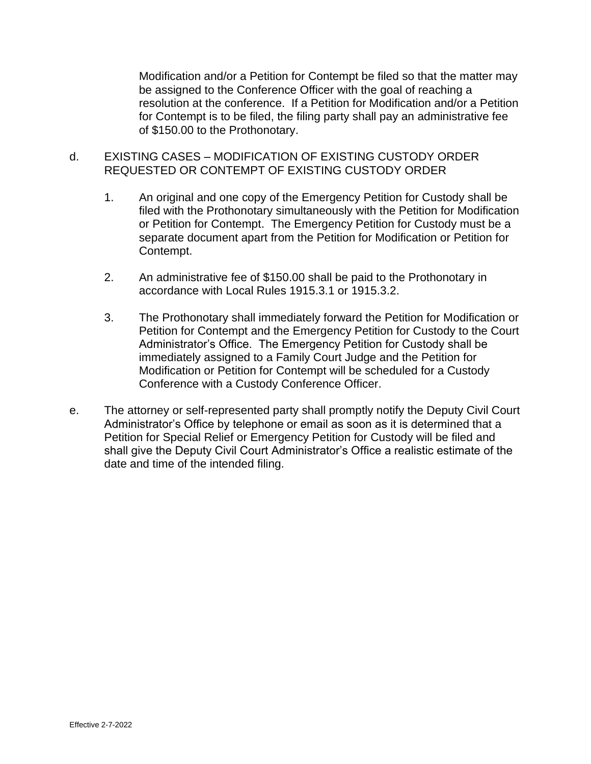Modification and/or a Petition for Contempt be filed so that the matter may be assigned to the Conference Officer with the goal of reaching a resolution at the conference. If a Petition for Modification and/or a Petition for Contempt is to be filed, the filing party shall pay an administrative fee of $150.00 to the Prothonotary.

d. EXISTING CASES – MODIFICATION OF EXISTING CUSTODY ORDER REQUESTED OR CONTEMPT OF EXISTING CUSTODY ORDER

1. An original and one copy of the Emergency Petition for Custody shall be filed with the Prothonotary simultaneously with the Petition for Modification or Petition for Contempt. The Emergency Petition for Custody must be a separate document apart from the Petition for Modification or Petition for Contempt.

2. An administrative fee of $150.00 shall be paid to the Prothonotary in accordance with Local Rules 1915.3.1 or 1915.3.2.

3. The Prothonotary shall immediately forward the Petition for Modification or Petition for Contempt and the Emergency Petition for Custody to the Court Administrator's Office. The Emergency Petition for Custody shall be immediately assigned to a Family Court Judge and the Petition for Modification or Petition for Contempt will be scheduled for a Custody Conference with a Custody Conference Officer.

e. The attorney or self-represented party shall promptly notify the Deputy Civil Court Administrator's Office by telephone or email as soon as it is determined that a Petition for Special Relief or Emergency Petition for Custody will be filed and shall give the Deputy Civil Court Administrator's Office a realistic estimate of the date and time of the intended filing.

Effective 2-7-2022